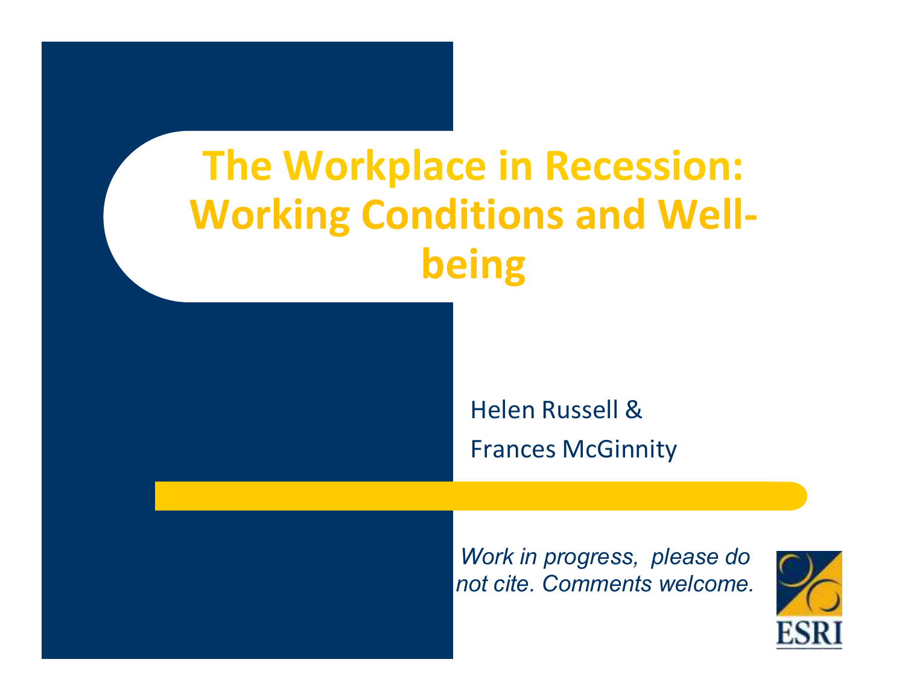# The Workplace in Recession: Working Conditions and Well-being

Helen Russell &

Frances McGinnity

*Work in progress, please do not cite. Comments welcome.*

ESRI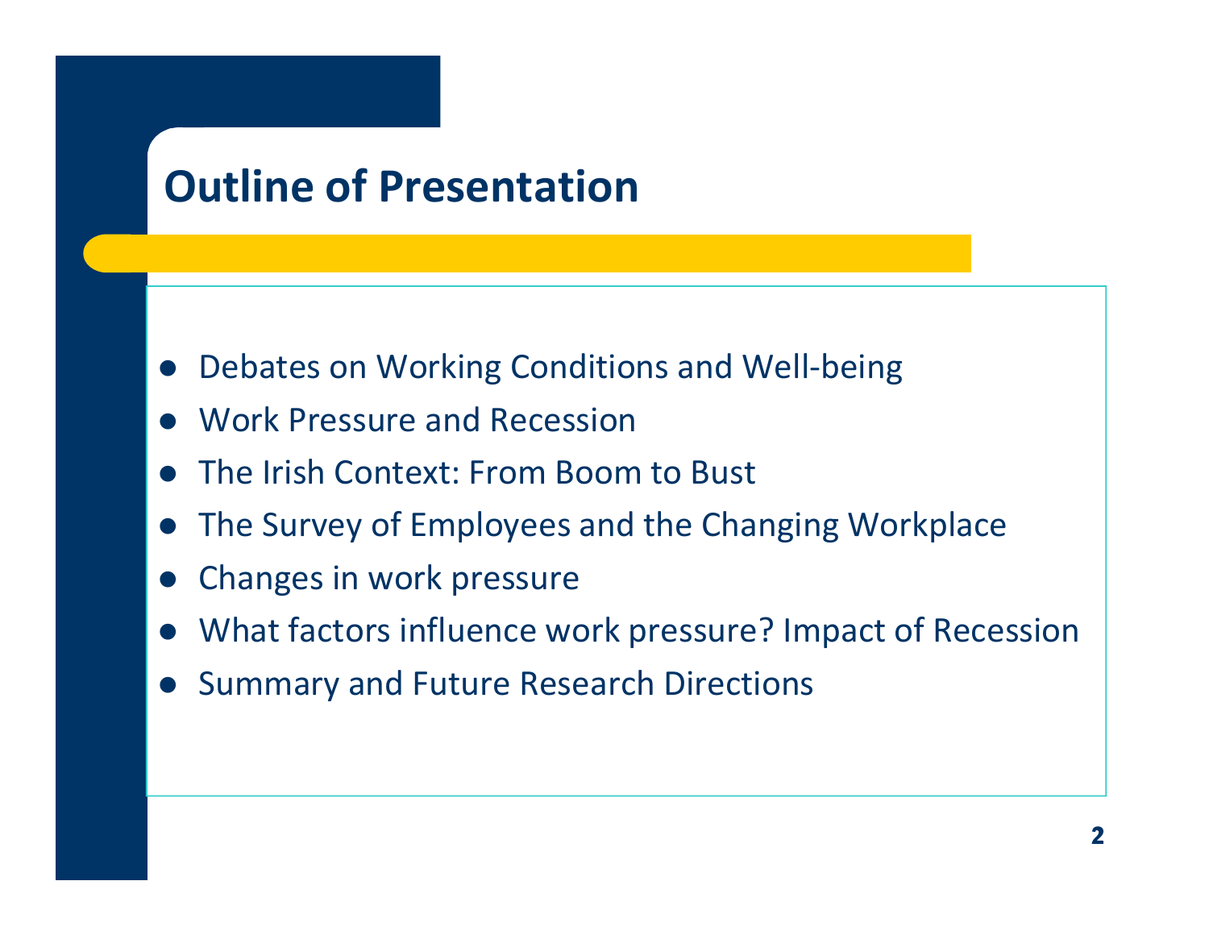# Outline of Presentation

- Debates on Working Conditions and Well-being
- Work Pressure and Recession
- The Irish Context: From Boom to Bust
- The Survey of Employees and the Changing Workplace
- Changes in work pressure
- What factors influence work pressure? Impact of Recession
- Summary and Future Research Directions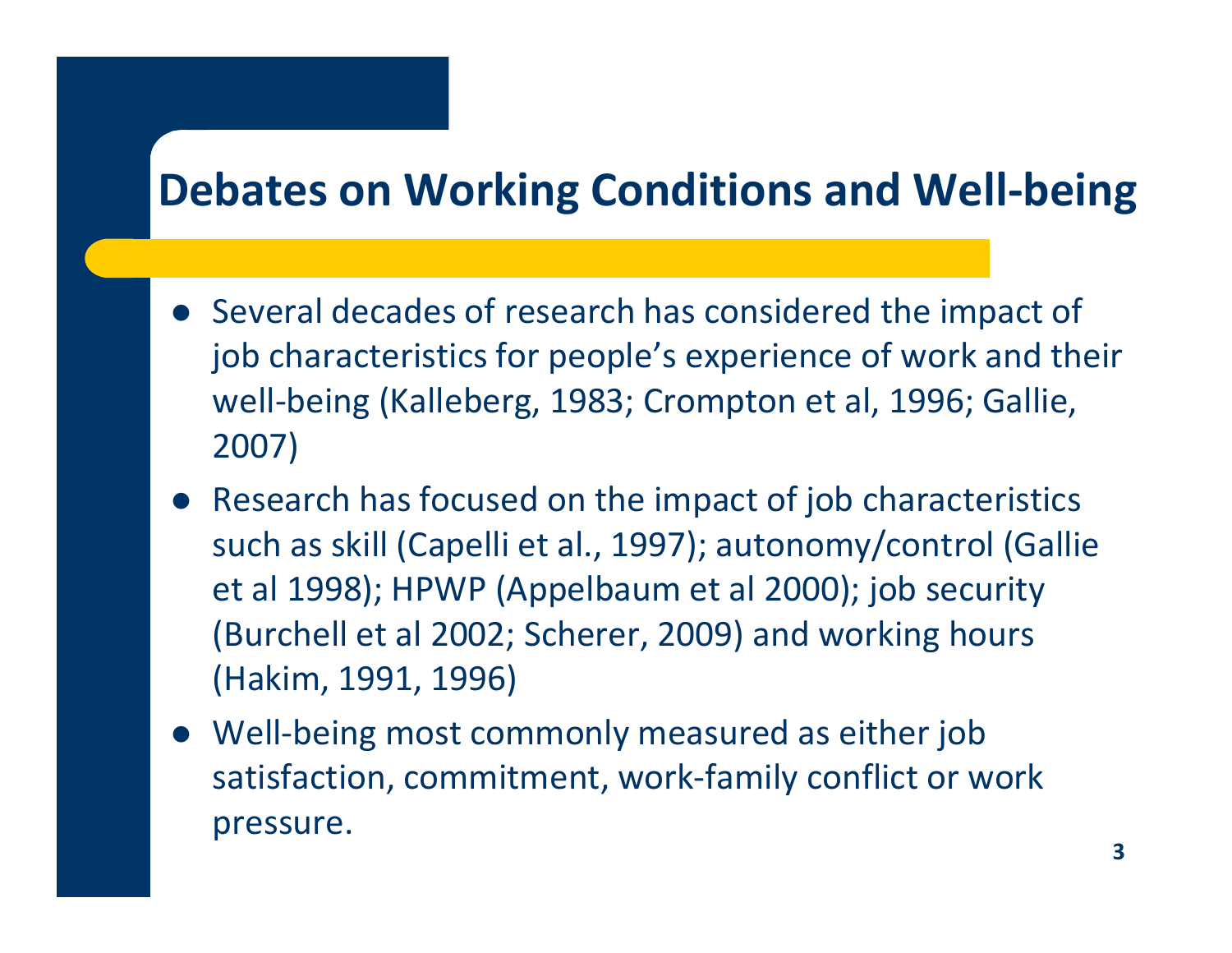# Debates on Working Conditions and Well-being

- Several decades of research has considered the impact of job characteristics for people's experience of work and their well-being (Kalleberg, 1983; Crompton et al, 1996; Gallie, 2007)
- Research has focused on the impact of job characteristics such as skill (Capelli et al., 1997); autonomy/control (Gallie et al 1998); HPWP (Appelbaum et al 2000); job security (Burchell et al 2002; Scherer, 2009) and working hours (Hakim, 1991, 1996)
- Well-being most commonly measured as either job satisfaction, commitment, work-family conflict or work pressure.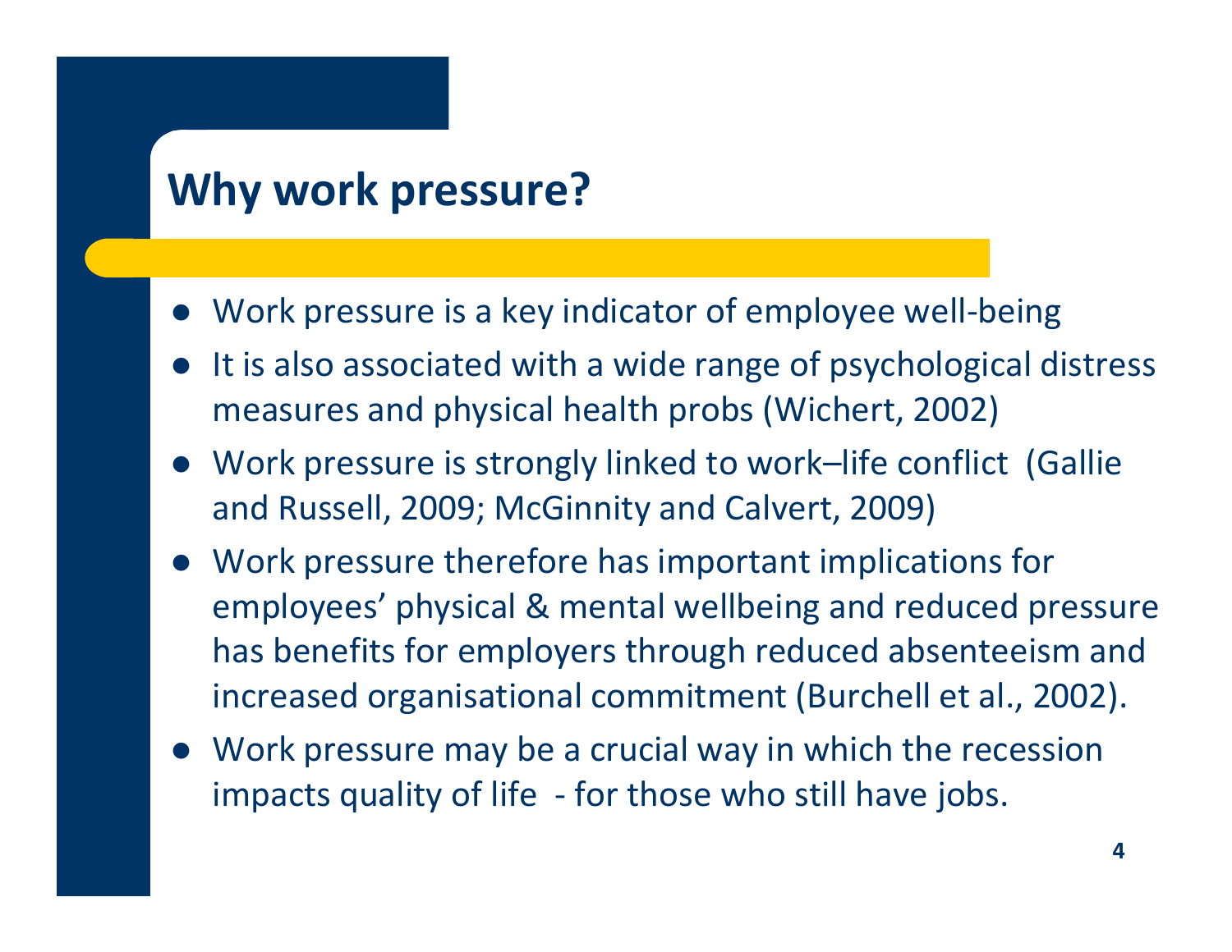## Why work pressure?

- Work pressure is a key indicator of employee well-being
- It is also associated with a wide range of psychological distress measures and physical health probs (Wichert, 2002)
- Work pressure is strongly linked to work–life conflict (Gallie and Russell, 2009; McGinnity and Calvert, 2009)
- Work pressure therefore has important implications for employees' physical & mental wellbeing and reduced pressure has benefits for employers through reduced absenteeism and increased organisational commitment (Burchell et al., 2002).
- Work pressure may be a crucial way in which the recession impacts quality of life - for those who still have jobs.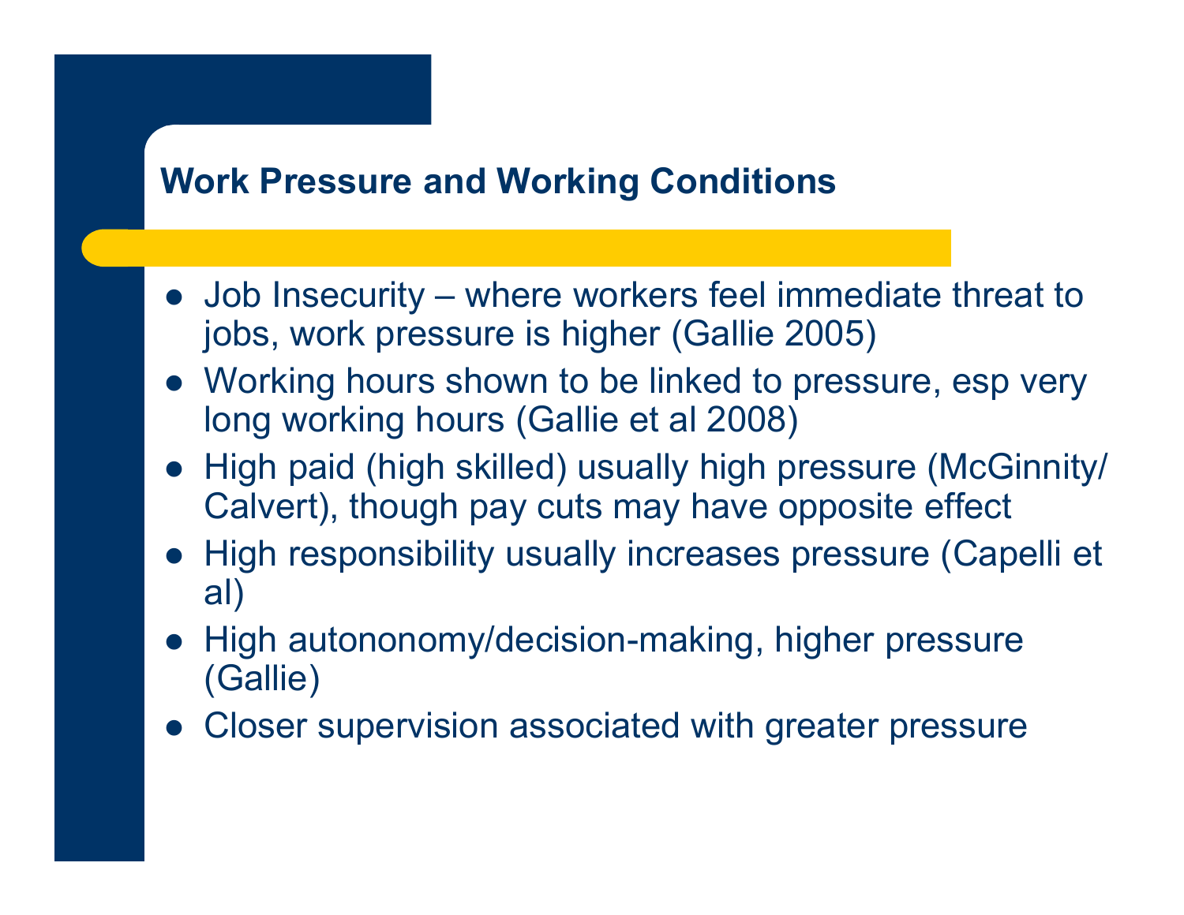## Work Pressure and Working Conditions

- Job Insecurity – where workers feel immediate threat to jobs, work pressure is higher (Gallie 2005)
- Working hours shown to be linked to pressure, esp very long working hours (Gallie et al 2008)
- High paid (high skilled) usually high pressure (McGinnity/ Calvert), though pay cuts may have opposite effect
- High responsibility usually increases pressure (Capelli et al)
- High autononomy/decision-making, higher pressure (Gallie)
- Closer supervision associated with greater pressure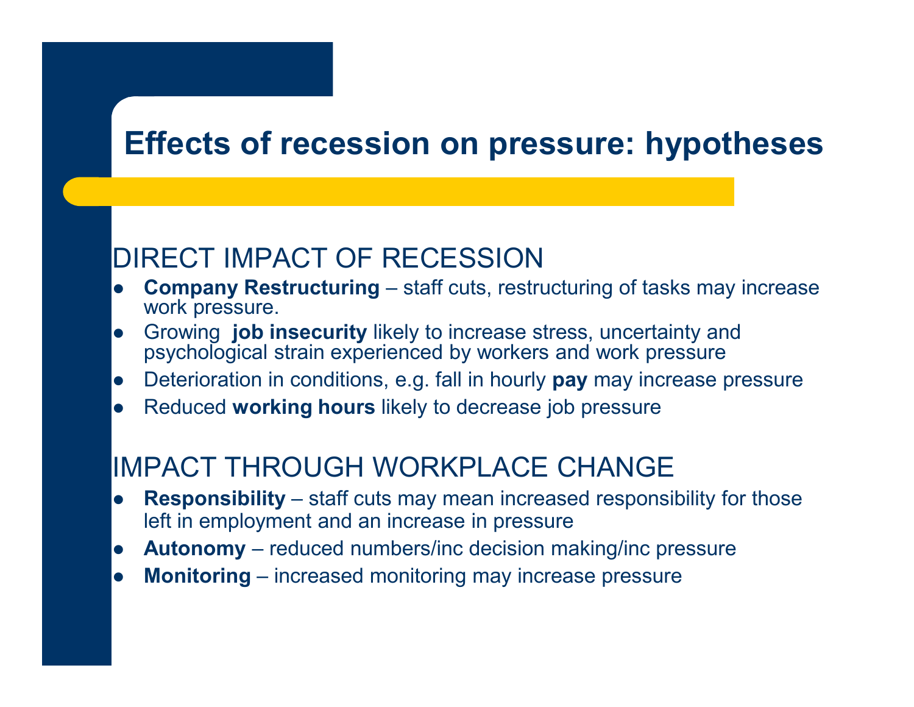# Effects of recession on pressure: hypotheses

## DIRECT IMPACT OF RECESSION

- **Company Restructuring** – staff cuts, restructuring of tasks may increase work pressure.
- Growing **job insecurity** likely to increase stress, uncertainty and psychological strain experienced by workers and work pressure
- Deterioration in conditions, e.g. fall in hourly **pay** may increase pressure
- Reduced **working hours** likely to decrease job pressure

## IMPACT THROUGH WORKPLACE CHANGE

- **Responsibility** – staff cuts may mean increased responsibility for those left in employment and an increase in pressure
- **Autonomy** – reduced numbers/inc decision making/inc pressure
- **Monitoring** – increased monitoring may increase pressure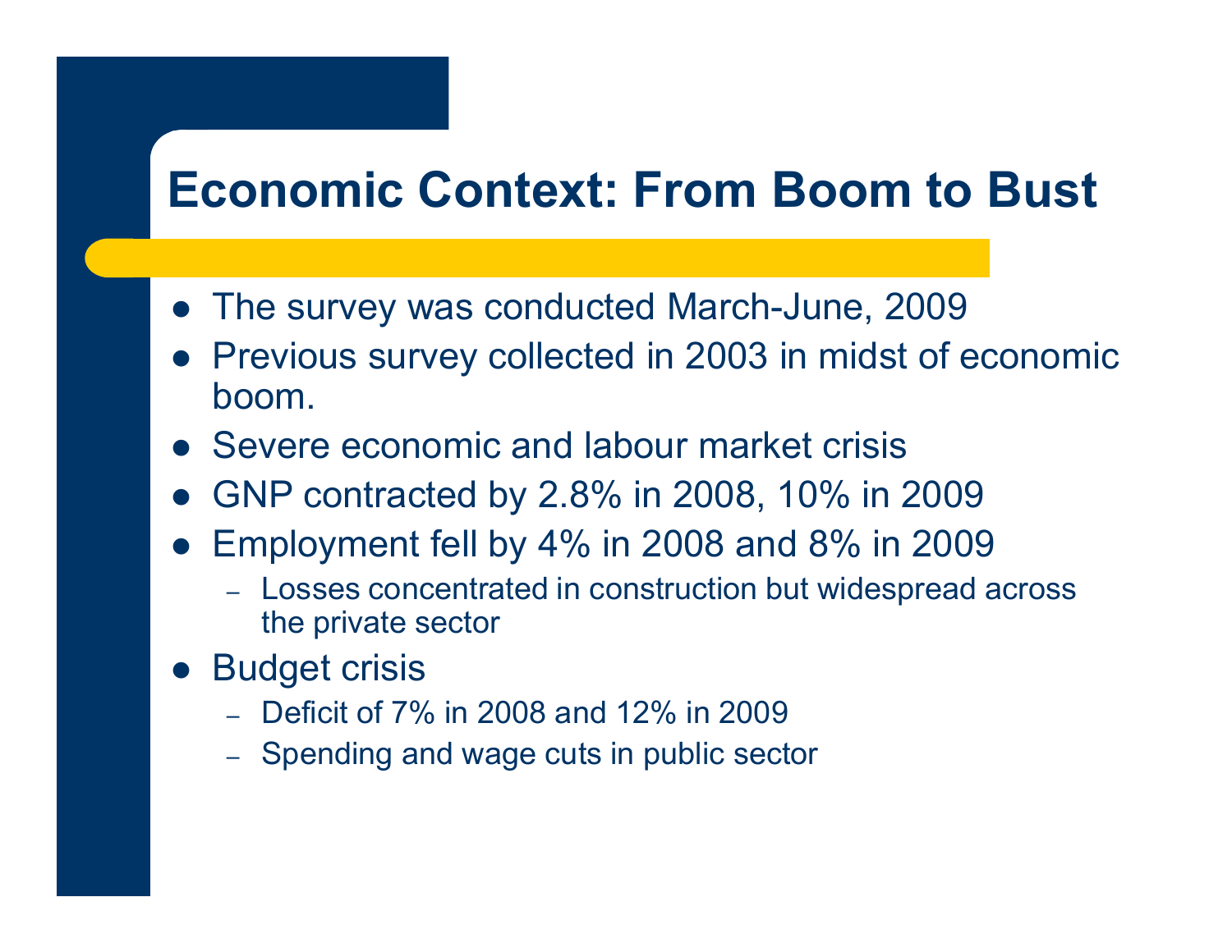# Economic Context: From Boom to Bust

- The survey was conducted March-June, 2009
- Previous survey collected in 2003 in midst of economic boom.
- Severe economic and labour market crisis
- GNP contracted by 2.8% in 2008, 10% in 2009
- Employment fell by 4% in 2008 and 8% in 2009
  - Losses concentrated in construction but widespread across the private sector
- Budget crisis
  - Deficit of 7% in 2008 and 12% in 2009
  - Spending and wage cuts in public sector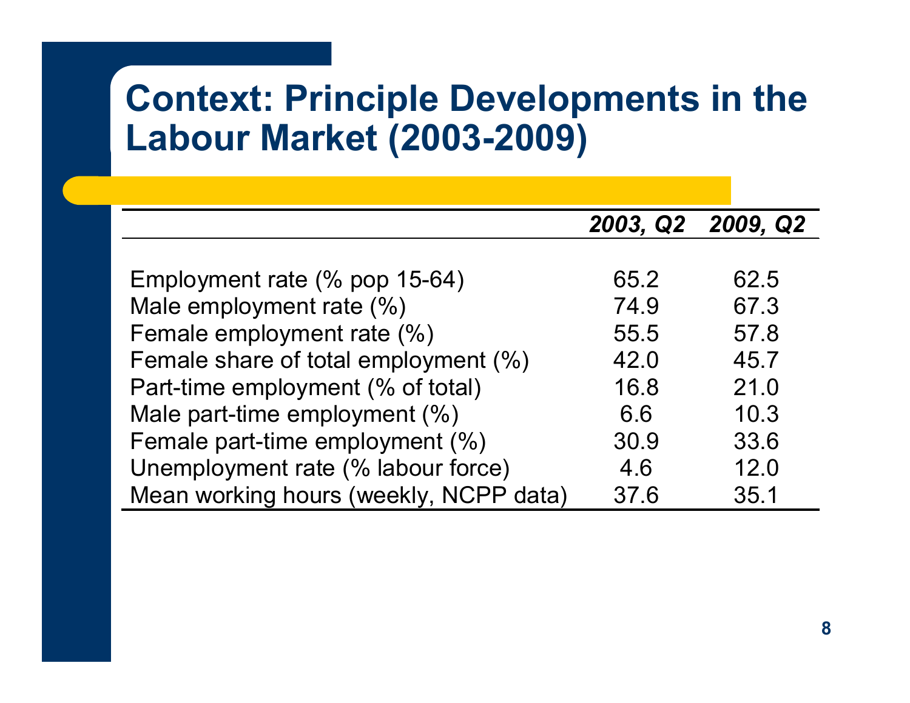# Context: Principle Developments in the Labour Market (2003-2009)

| | *2003, Q2* | *2009, Q2* |
|---|---|---|
| Employment rate (% pop 15-64) | 65.2 | 62.5 |
| Male employment rate (%) | 74.9 | 67.3 |
| Female employment rate (%) | 55.5 | 57.8 |
| Female share of total employment (%) | 42.0 | 45.7 |
| Part-time employment (% of total) | 16.8 | 21.0 |
| Male part-time employment (%) | 6.6 | 10.3 |
| Female part-time employment (%) | 30.9 | 33.6 |
| Unemployment rate (% labour force) | 4.6 | 12.0 |
| Mean working hours (weekly, NCPP data) | 37.6 | 35.1 |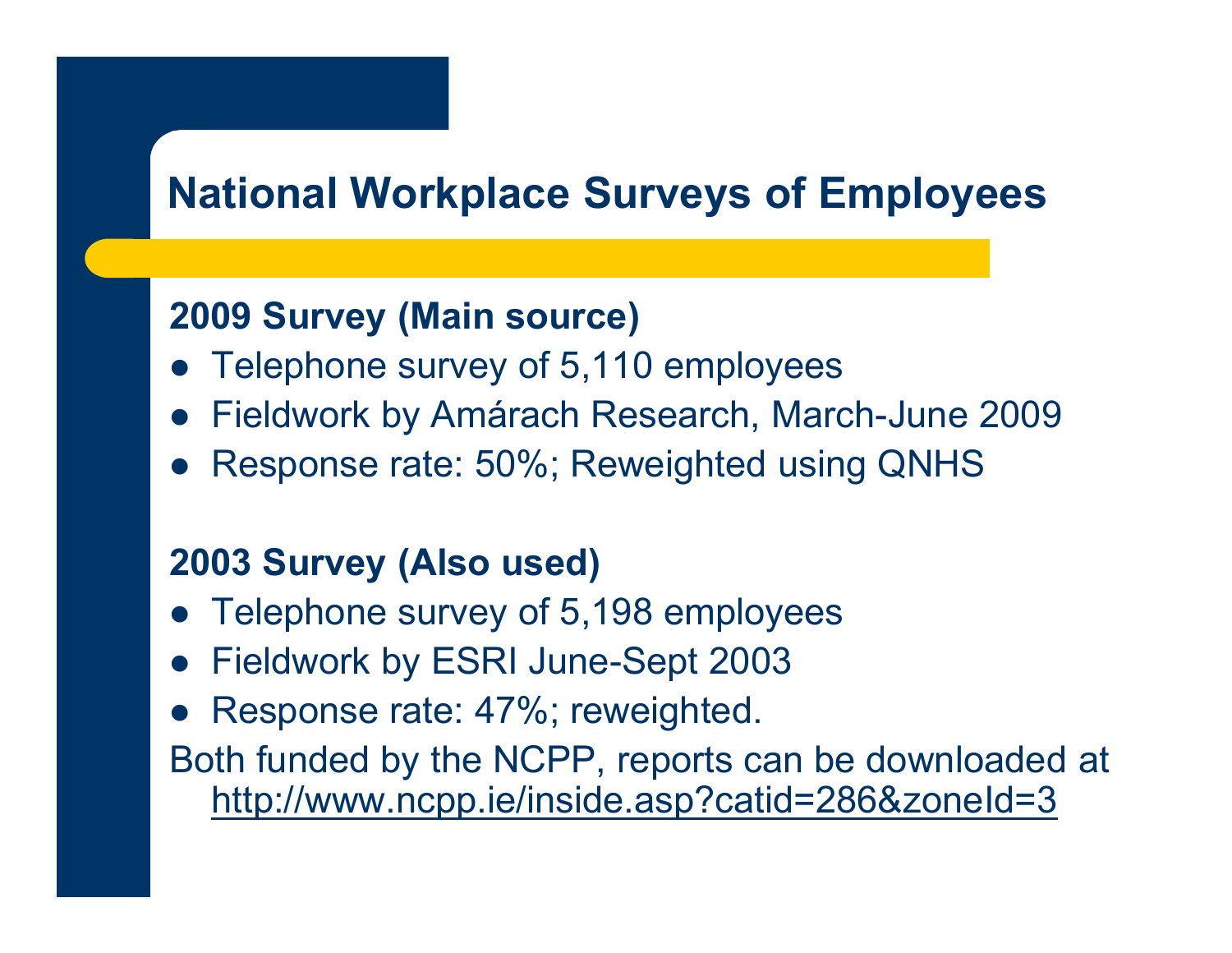# National Workplace Surveys of Employees

**2009 Survey (Main source)**

- Telephone survey of 5,110 employees
- Fieldwork by Amárach Research, March-June 2009
- Response rate: 50%; Reweighted using QNHS

**2003 Survey (Also used)**

- Telephone survey of 5,198 employees
- Fieldwork by ESRI June-Sept 2003
- Response rate: 47%; reweighted.

Both funded by the NCPP, reports can be downloaded at http://www.ncpp.ie/inside.asp?catid=286&zoneId=3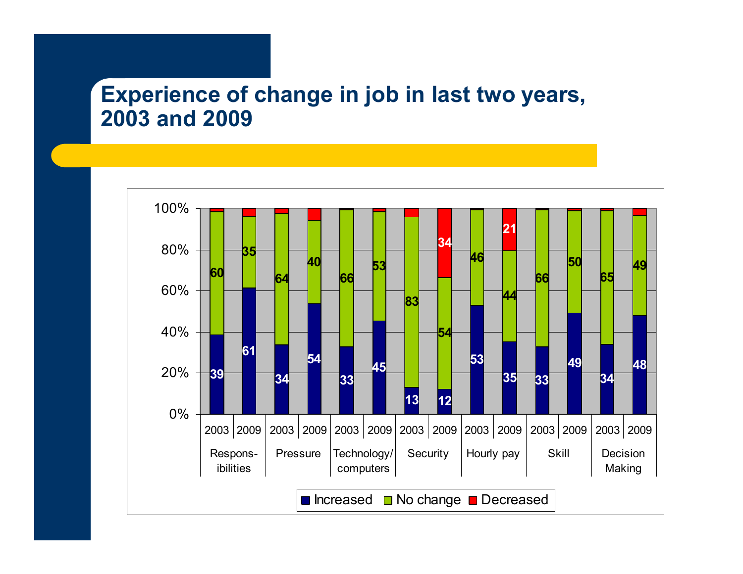# Experience of change in job in last two years, 2003 and 2009

| Category | Year | Increased | No change | Decreased |
|---|---|---|---|---|
| Responsibilities | 2003 | 39 | 60 | |
| | 2009 | 61 | 35 | |
| Pressure | 2003 | 34 | 64 | |
| | 2009 | 54 | 40 | |
| Technology/computers | 2003 | 33 | 66 | |
| | 2009 | 45 | 53 | |
| Security | 2003 | 13 | 83 | |
| | 2009 | 12 | 54 | 34 |
| Hourly pay | 2003 | 53 | 46 | |
| | 2009 | 35 | 44 | 21 |
| Skill | 2003 | 33 | 66 | |
| | 2009 | 49 | 50 | |
| Decision Making | 2003 | 34 | 65 | |
| | 2009 | 48 | 49 | |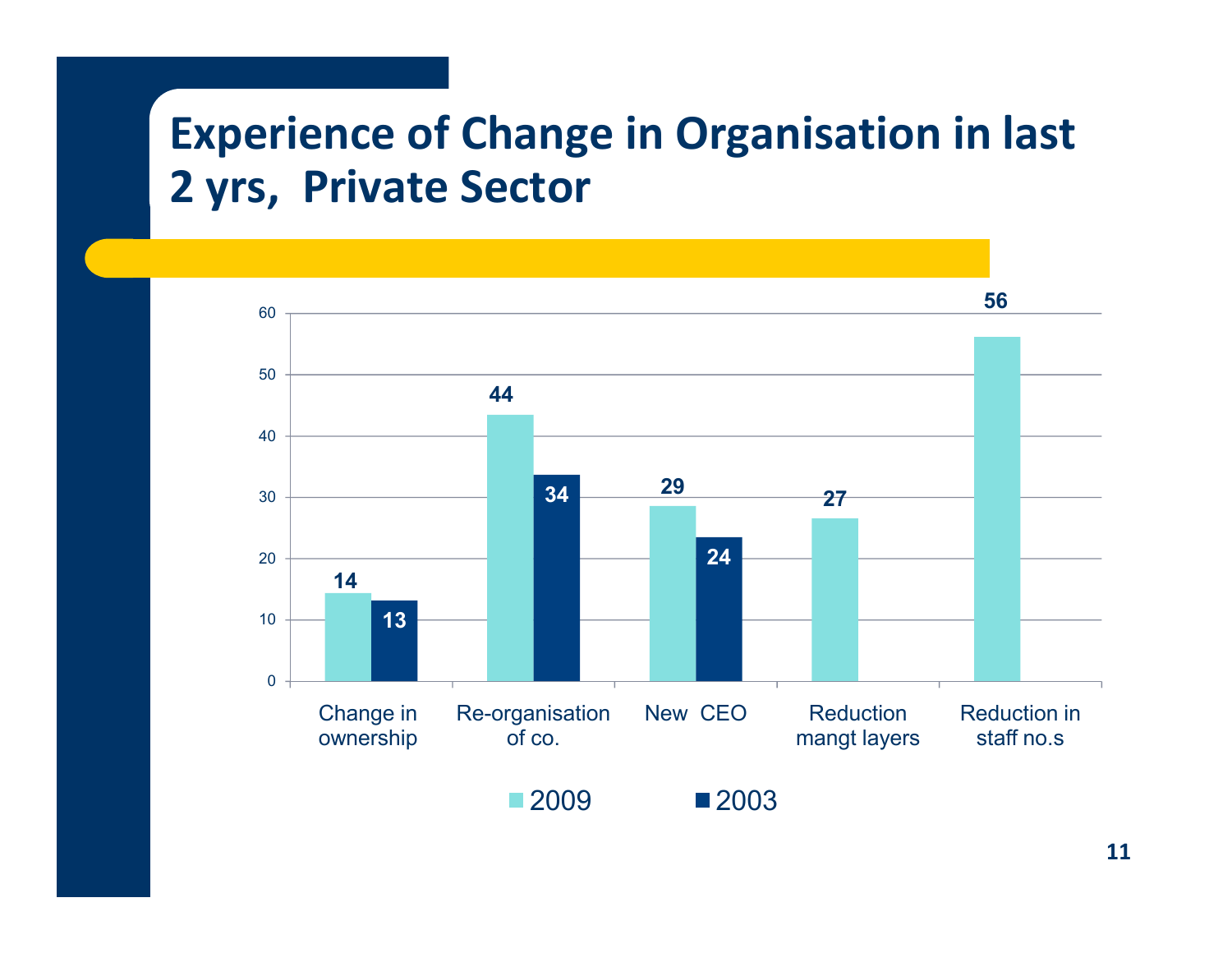# Experience of Change in Organisation in last 2 yrs, Private Sector

| | 2009 | 2003 |
|---|---|---|
| Change in ownership | 14 | 13 |
| Re-organisation of co. | 44 | 34 |
| New CEO | 29 | 24 |
| Reduction mangt layers | 27 | |
| Reduction in staff no.s | 56 | |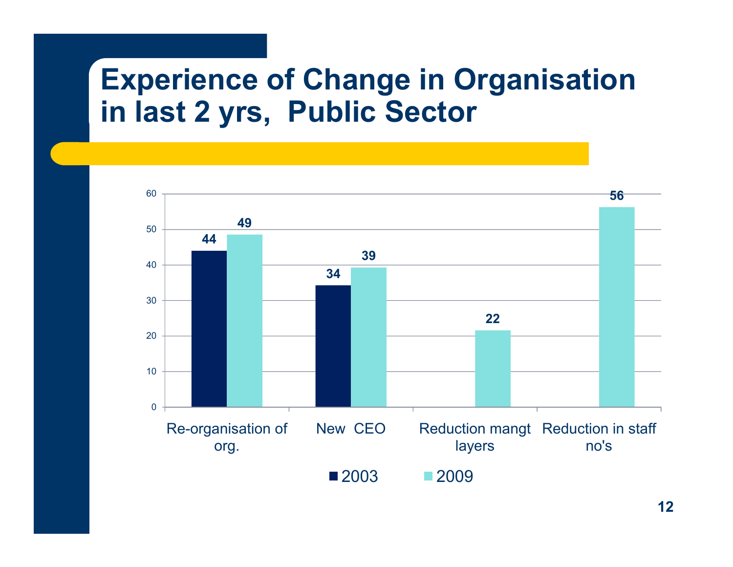# Experience of Change in Organisation in last 2 yrs, Public Sector

| | 2003 | 2009 |
|---|---|---|
| Re-organisation of org. | 44 | 49 |
| New CEO | 34 | 39 |
| Reduction mangt layers | | 22 |
| Reduction in staff no's | | 56 |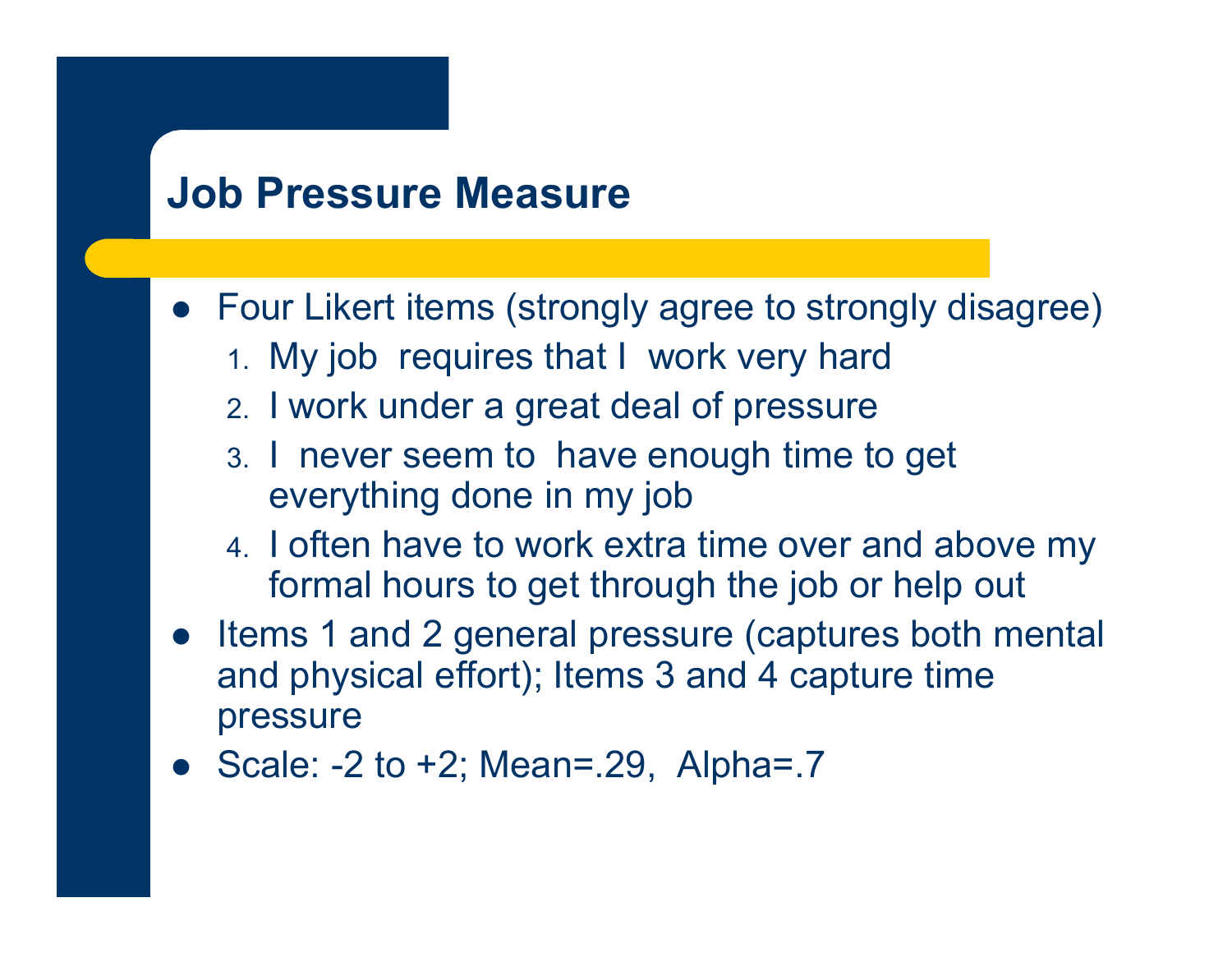# Job Pressure Measure

- Four Likert items (strongly agree to strongly disagree)
  1. My job requires that I work very hard
  2. I work under a great deal of pressure
  3. I never seem to have enough time to get everything done in my job
  4. I often have to work extra time over and above my formal hours to get through the job or help out
- Items 1 and 2 general pressure (captures both mental and physical effort); Items 3 and 4 capture time pressure
- Scale: -2 to +2; Mean=.29, Alpha=.7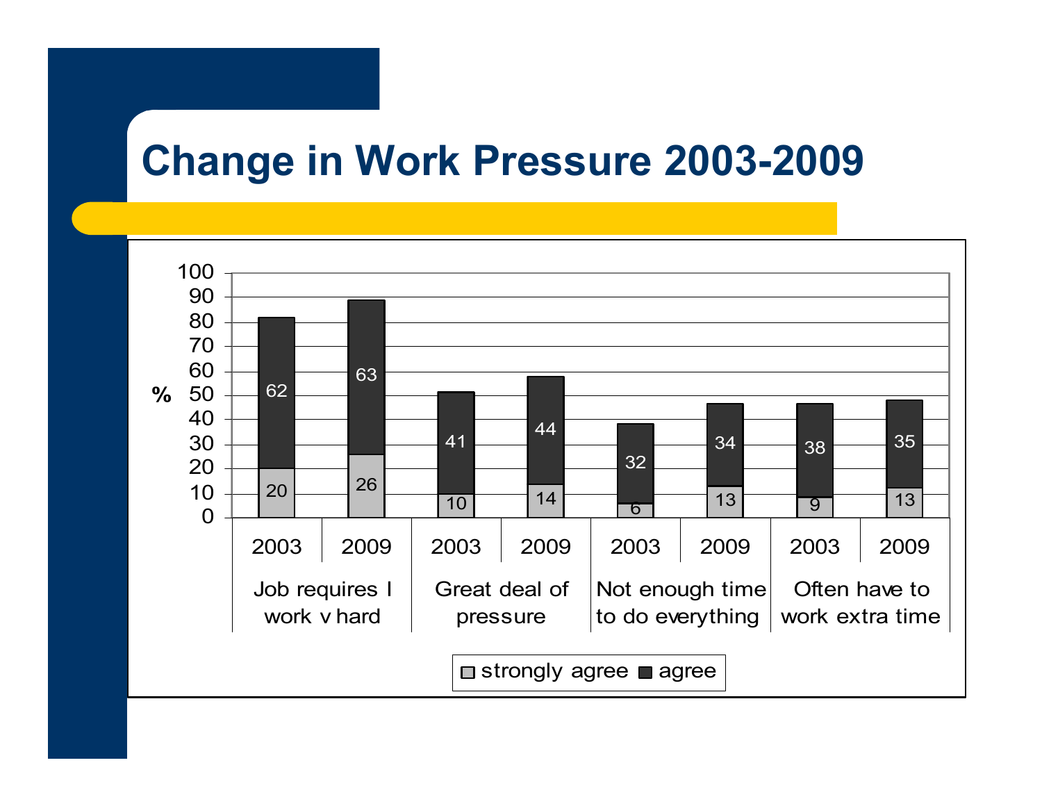# Change in Work Pressure 2003-2009

| | Job requires I work v hard 2003 | Job requires I work v hard 2009 | Great deal of pressure 2003 | Great deal of pressure 2009 | Not enough time to do everything 2003 | Not enough time to do everything 2009 | Often have to work extra time 2003 | Often have to work extra time 2009 |
|---|---|---|---|---|---|---|---|---|
| strongly agree | 20 | 26 | 10 | 14 | 6 | 13 | 9 | 13 |
| agree | 62 | 63 | 41 | 44 | 32 | 34 | 38 | 35 |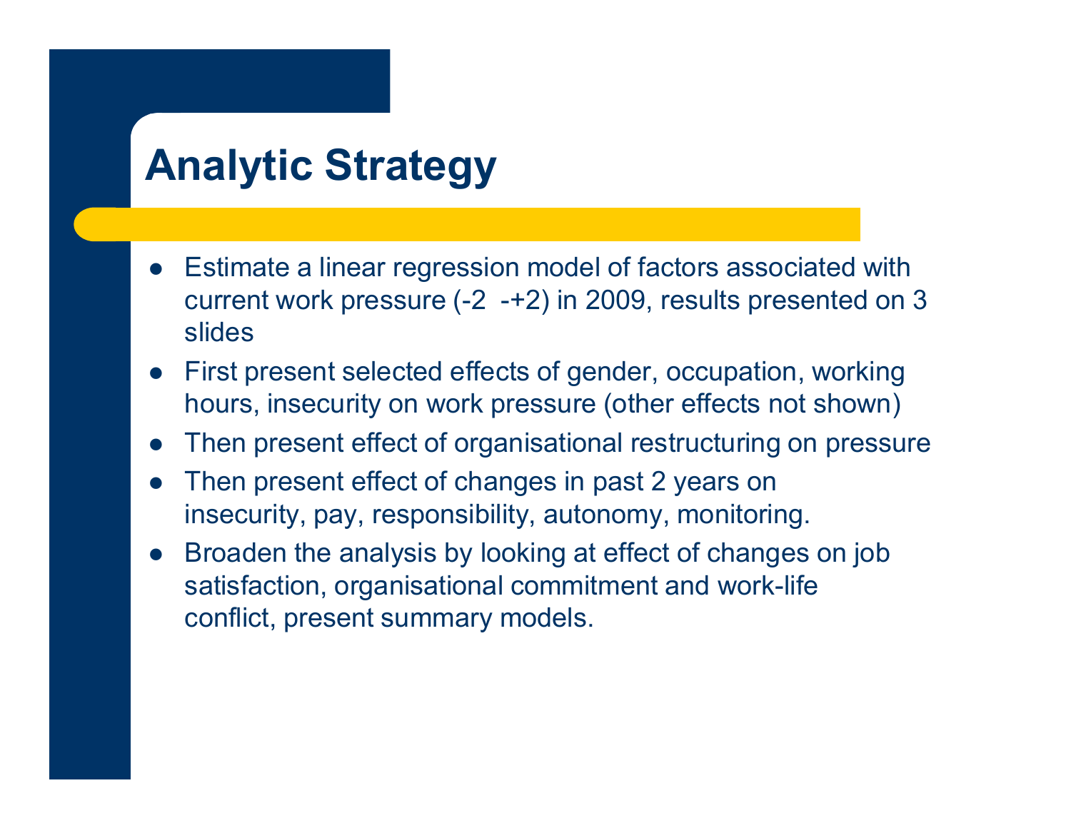# Analytic Strategy

- Estimate a linear regression model of factors associated with current work pressure (-2 -+2) in 2009, results presented on 3 slides
- First present selected effects of gender, occupation, working hours, insecurity on work pressure (other effects not shown)
- Then present effect of organisational restructuring on pressure
- Then present effect of changes in past 2 years on insecurity, pay, responsibility, autonomy, monitoring.
- Broaden the analysis by looking at effect of changes on job satisfaction, organisational commitment and work-life conflict, present summary models.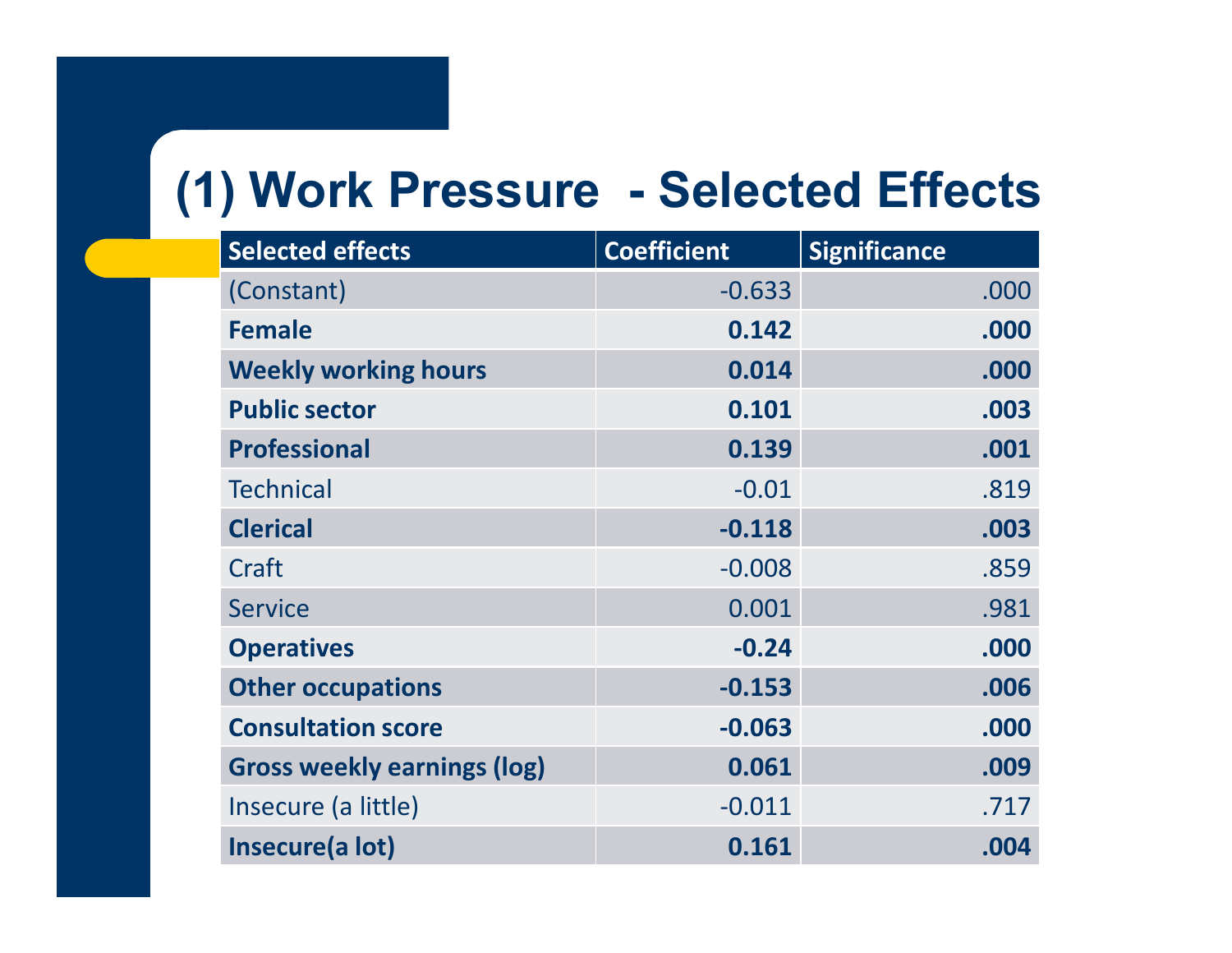# (1) Work Pressure - Selected Effects

| Selected effects | Coefficient | Significance |
|---|---|---|
| (Constant) | -0.633 | .000 |
| **Female** | **0.142** | **.000** |
| **Weekly working hours** | **0.014** | **.000** |
| **Public sector** | **0.101** | **.003** |
| **Professional** | **0.139** | **.001** |
| Technical | -0.01 | .819 |
| **Clerical** | **-0.118** | **.003** |
| Craft | -0.008 | .859 |
| Service | 0.001 | .981 |
| **Operatives** | **-0.24** | **.000** |
| **Other occupations** | **-0.153** | **.006** |
| **Consultation score** | **-0.063** | **.000** |
| **Gross weekly earnings (log)** | **0.061** | **.009** |
| Insecure (a little) | -0.011 | .717 |
| **Insecure(a lot)** | **0.161** | **.004** |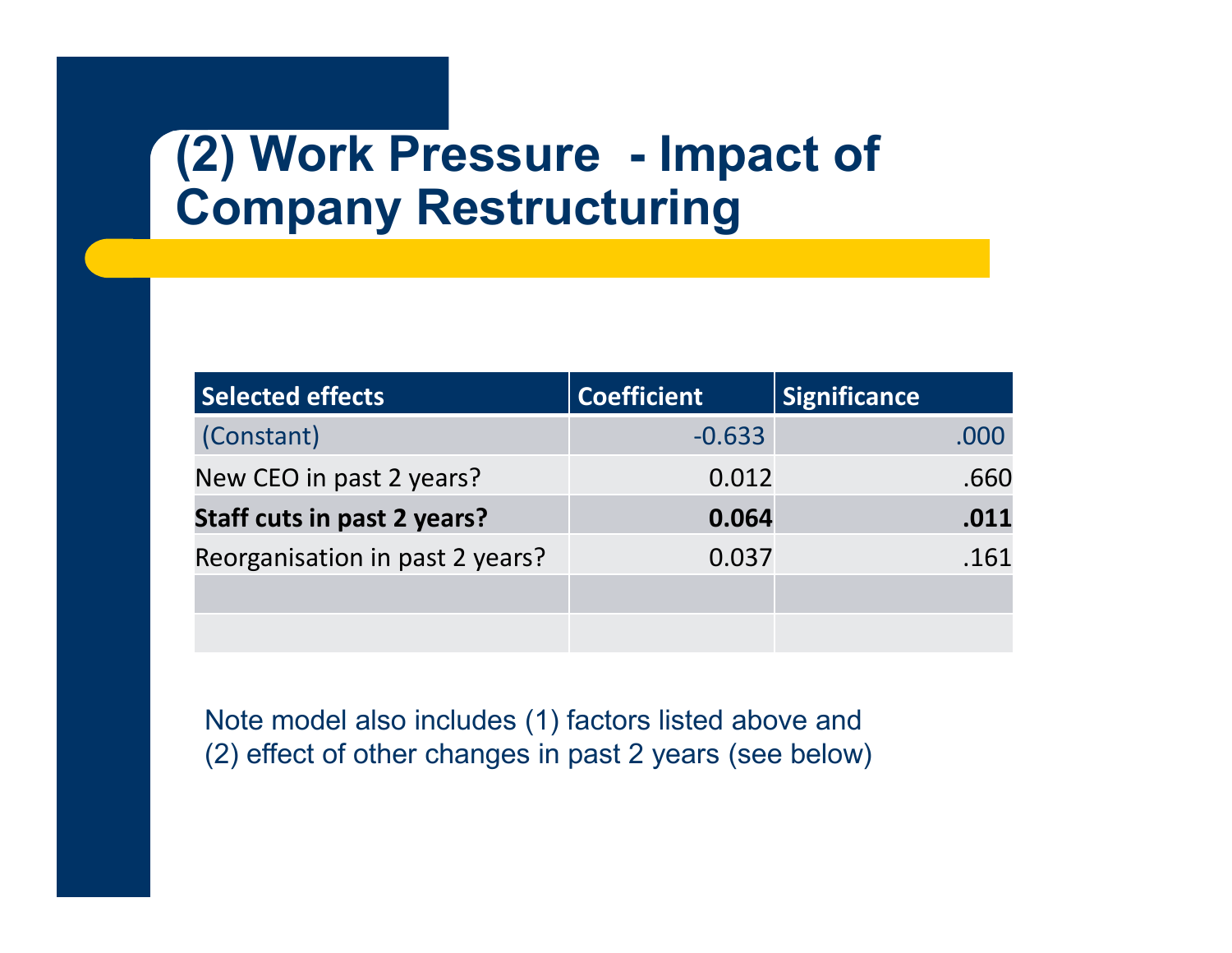# (2) Work Pressure - Impact of Company Restructuring

| Selected effects | Coefficient | Significance |
|---|---|---|
| (Constant) | -0.633 | .000 |
| New CEO in past 2 years? | 0.012 | .660 |
| **Staff cuts in past 2 years?** | **0.064** | **.011** |
| Reorganisation in past 2 years? | 0.037 | .161 |
| | | |
| | | |

Note model also includes (1) factors listed above and (2) effect of other changes in past 2 years (see below)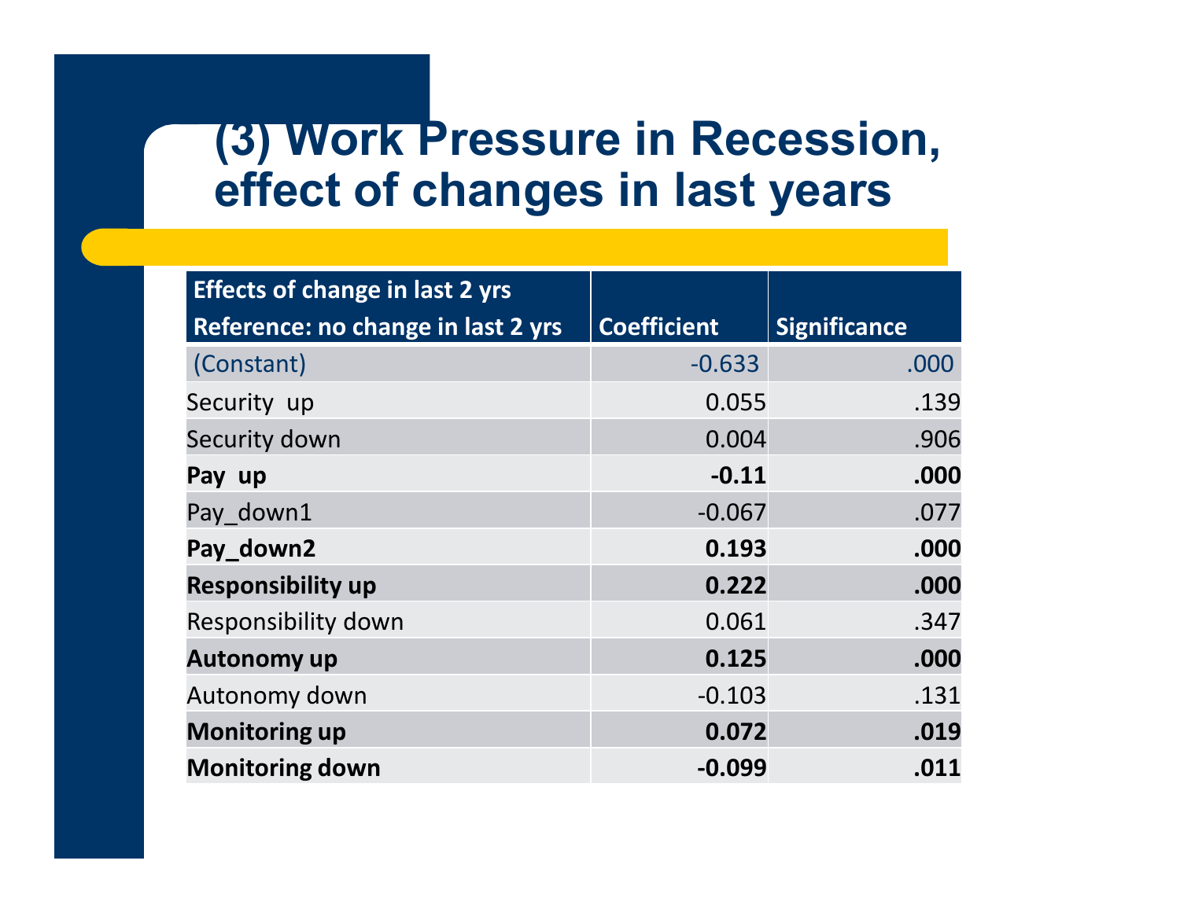# (3) Work Pressure in Recession, effect of changes in last years

| Effects of change in last 2 yrs<br>Reference: no change in last 2 yrs | Coefficient | Significance |
|---|---|---|
| (Constant) | -0.633 | .000 |
| Security up | 0.055 | .139 |
| Security down | 0.004 | .906 |
| **Pay up** | **-0.11** | **.000** |
| Pay_down1 | -0.067 | .077 |
| **Pay_down2** | **0.193** | **.000** |
| **Responsibility up** | **0.222** | **.000** |
| Responsibility down | 0.061 | .347 |
| **Autonomy up** | **0.125** | **.000** |
| Autonomy down | -0.103 | .131 |
| **Monitoring up** | **0.072** | **.019** |
| **Monitoring down** | **-0.099** | **.011** |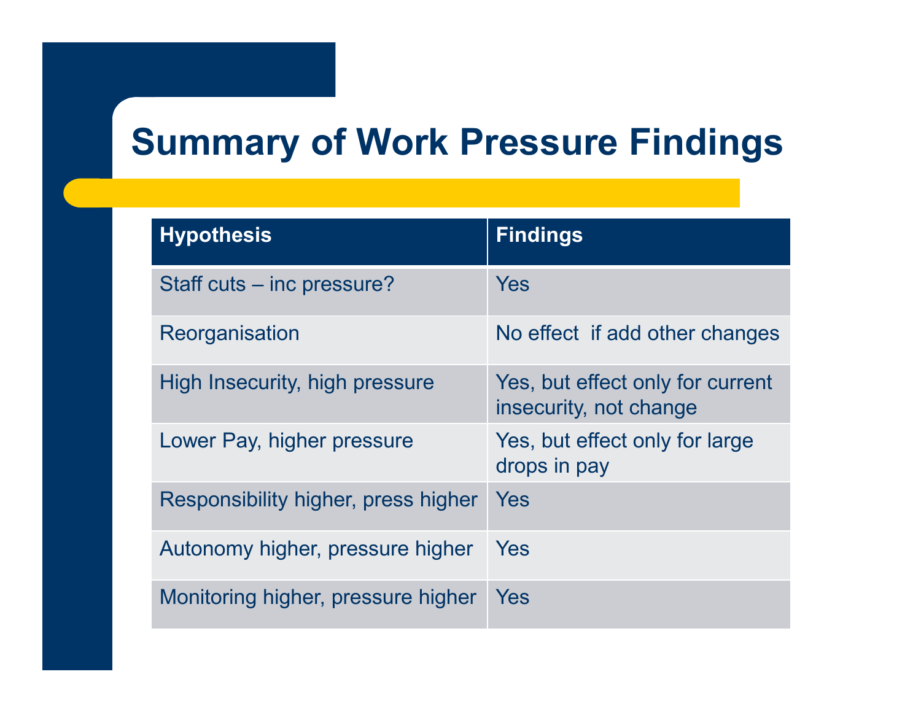# Summary of Work Pressure Findings

| Hypothesis | Findings |
| --- | --- |
| Staff cuts – inc pressure? | Yes |
| Reorganisation | No effect  if add other changes |
| High Insecurity, high pressure | Yes, but effect only for current insecurity, not change |
| Lower Pay, higher pressure | Yes, but effect only for large drops in pay |
| Responsibility higher, press higher | Yes |
| Autonomy higher, pressure higher | Yes |
| Monitoring higher, pressure higher | Yes |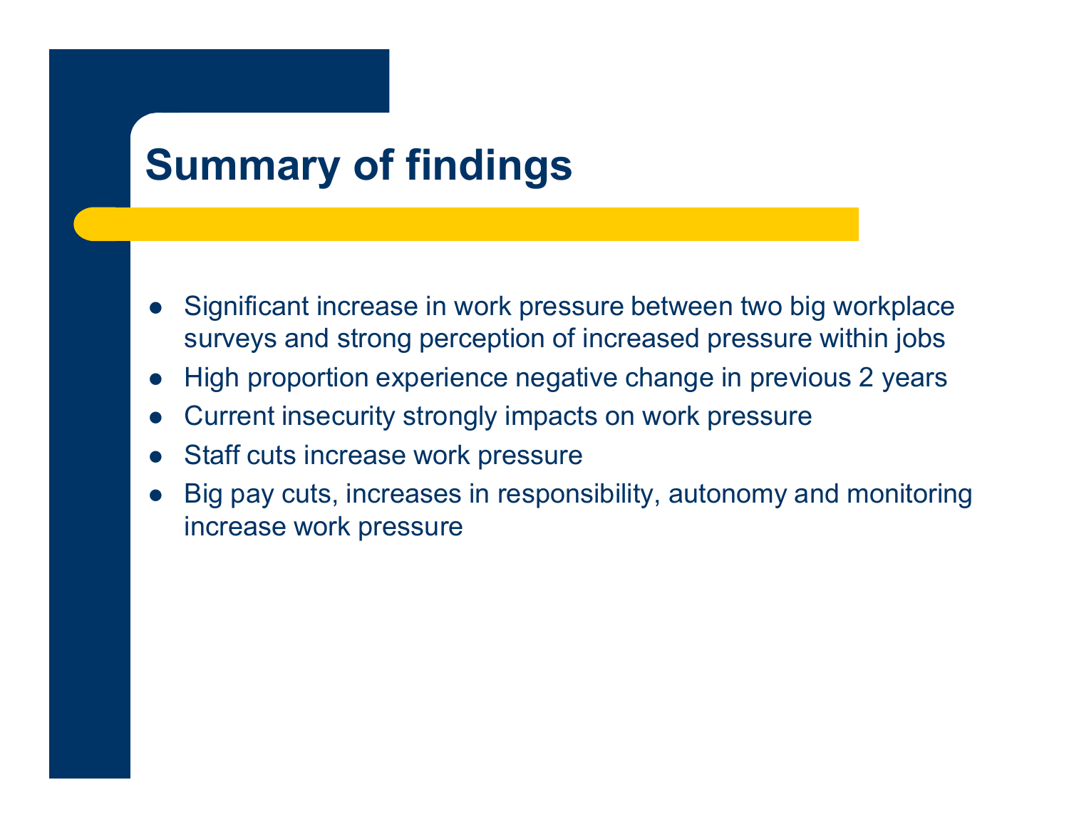# Summary of findings

- Significant increase in work pressure between two big workplace surveys and strong perception of increased pressure within jobs
- High proportion experience negative change in previous 2 years
- Current insecurity strongly impacts on work pressure
- Staff cuts increase work pressure
- Big pay cuts, increases in responsibility, autonomy and monitoring increase work pressure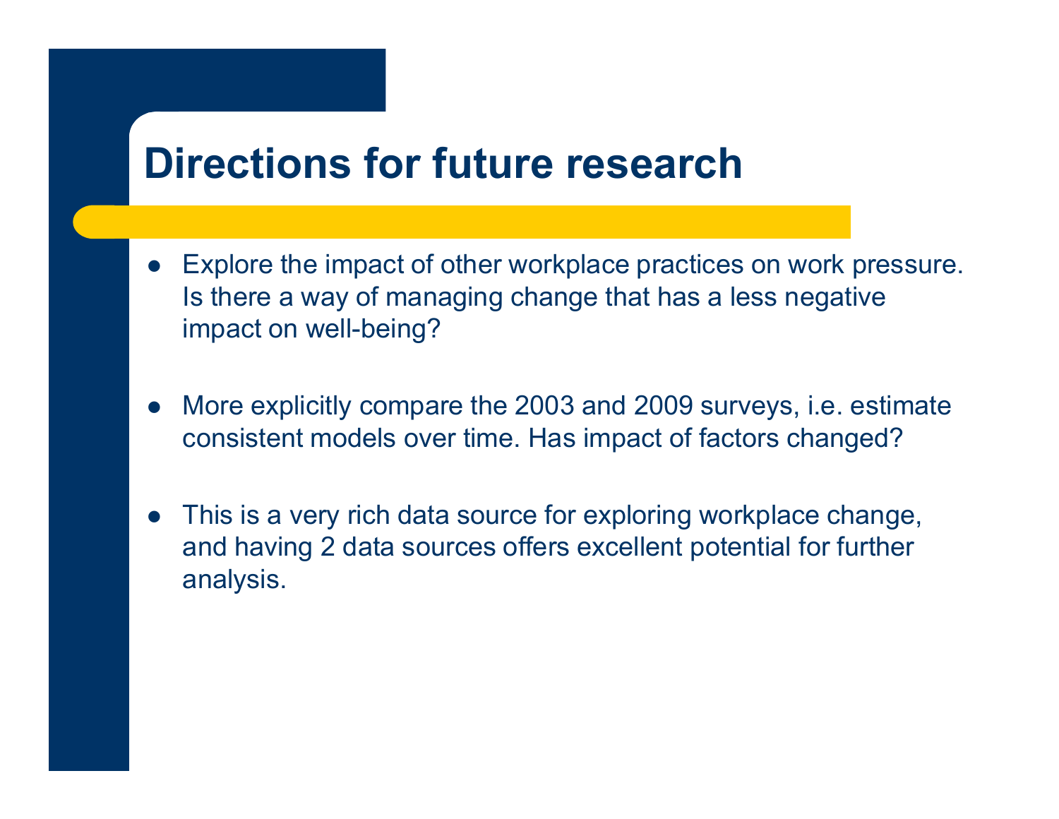# Directions for future research

- Explore the impact of other workplace practices on work pressure. Is there a way of managing change that has a less negative impact on well-being?

- More explicitly compare the 2003 and 2009 surveys, i.e. estimate consistent models over time. Has impact of factors changed?

- This is a very rich data source for exploring workplace change, and having 2 data sources offers excellent potential for further analysis.